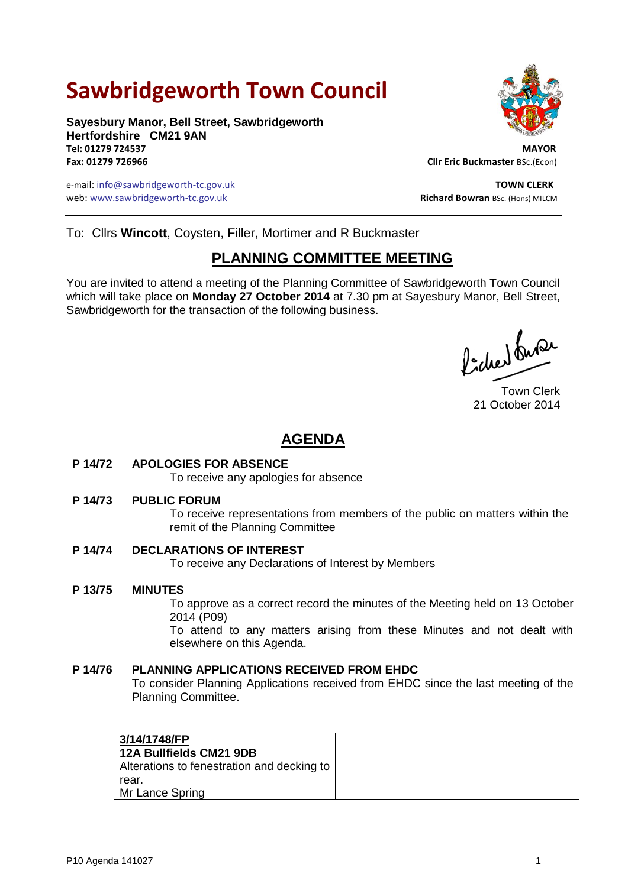# Sawbridgeworth Town Council

**Sayesbury Manor, Bell Street, Sawbridgeworth**
**Hertfordshire CM21 9AN**
**Tel: 01279 724537**
**Fax: 01279 726966**

e-mail: info@sawbridgeworth-tc.gov.uk
web: www.sawbridgeworth-tc.gov.uk

**MAYOR**
**Cllr Eric Buckmaster** BSc.(Econ)

**TOWN CLERK**
**Richard Bowran** BSc. (Hons) MILCM

To: Cllrs **Wincott**, Coysten, Filler, Mortimer and R Buckmaster

## PLANNING COMMITTEE MEETING

You are invited to attend a meeting of the Planning Committee of Sawbridgeworth Town Council which will take place on **Monday 27 October 2014** at 7.30 pm at Sayesbury Manor, Bell Street, Sawbridgeworth for the transaction of the following business.

Town Clerk
21 October 2014

## AGENDA

**P 14/72 APOLOGIES FOR ABSENCE**
To receive any apologies for absence

**P 14/73 PUBLIC FORUM**
To receive representations from members of the public on matters within the remit of the Planning Committee

**P 14/74 DECLARATIONS OF INTEREST**
To receive any Declarations of Interest by Members

**P 13/75 MINUTES**
To approve as a correct record the minutes of the Meeting held on 13 October 2014 (P09)
To attend to any matters arising from these Minutes and not dealt with elsewhere on this Agenda.

**P 14/76 PLANNING APPLICATIONS RECEIVED FROM EHDC**
To consider Planning Applications received from EHDC since the last meeting of the Planning Committee.

| **3/14/1748/FP**<br>**12A Bullfields CM21 9DB**<br>Alterations to fenestration and decking to rear.<br>Mr Lance Spring | |
|---|---|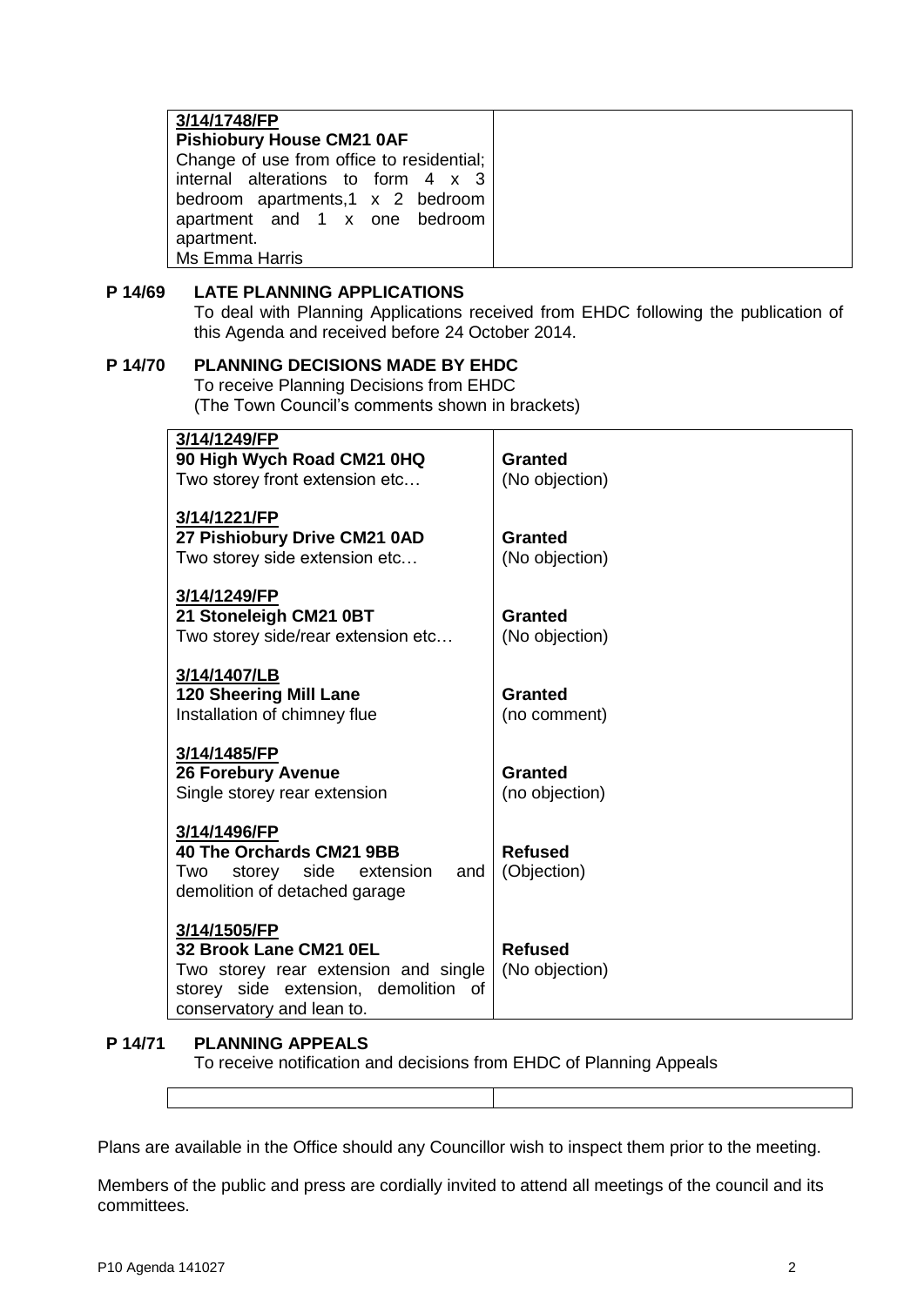| | |
|---|---|
| **3/14/1748/FP**<br>**Pishiobury House CM21 0AF**<br>Change of use from office to residential; internal alterations to form 4 x 3 bedroom apartments,1 x 2 bedroom apartment and 1 x one bedroom apartment.<br>Ms Emma Harris | |

**P 14/69 LATE PLANNING APPLICATIONS**

To deal with Planning Applications received from EHDC following the publication of this Agenda and received before 24 October 2014.

**P 14/70 PLANNING DECISIONS MADE BY EHDC**

To receive Planning Decisions from EHDC
(The Town Council's comments shown in brackets)

| | |
|---|---|
| **3/14/1249/FP**<br>**90 High Wych Road CM21 0HQ**<br>Two storey front extension etc… | **Granted**<br>(No objection) |
| **3/14/1221/FP**<br>**27 Pishiobury Drive CM21 0AD**<br>Two storey side extension etc… | **Granted**<br>(No objection) |
| **3/14/1249/FP**<br>**21 Stoneleigh CM21 0BT**<br>Two storey side/rear extension etc… | **Granted**<br>(No objection) |
| **3/14/1407/LB**<br>**120 Sheering Mill Lane**<br>Installation of chimney flue | **Granted**<br>(no comment) |
| **3/14/1485/FP**<br>**26 Forebury Avenue**<br>Single storey rear extension | **Granted**<br>(no objection) |
| **3/14/1496/FP**<br>**40 The Orchards CM21 9BB**<br>Two storey side extension and demolition of detached garage | **Refused**<br>(Objection) |
| **3/14/1505/FP**<br>**32 Brook Lane CM21 0EL**<br>Two storey rear extension and single storey side extension, demolition of conservatory and lean to. | **Refused**<br>(No objection) |

**P 14/71 PLANNING APPEALS**

To receive notification and decisions from EHDC of Planning Appeals

| | |
|---|---|
| | |

Plans are available in the Office should any Councillor wish to inspect them prior to the meeting.

Members of the public and press are cordially invited to attend all meetings of the council and its committees.